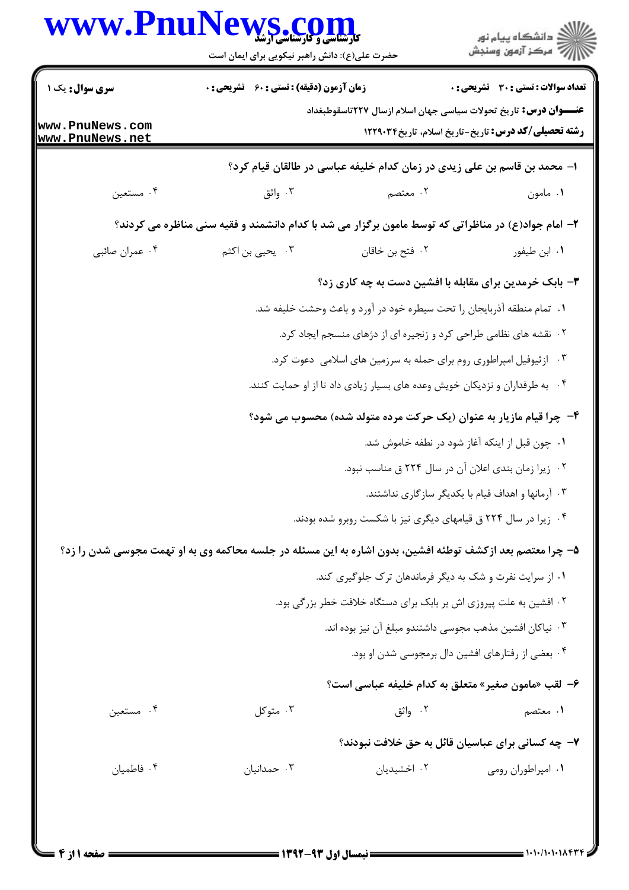**سری سوال:** یک ۱

**زمان آزمون (دقیقه) : تستی : ۶۰ تشریحی : ۰**

**تعداد سوالات : تستی : ۳۰ تشریحی : ۰**

**عنـــوان درس:** تاریخ تحولات سیاسی جهان اسلام ازسال ۲۲۷تاسقوطبغداد

**رشته تحصیلی/کد درس:** تاریخ-تاریخ اسلام، تاریخ۱۲۲۹۰۳۴

**۱- محمد بن قاسم بن علی زیدی در زمان کدام خلیفه عباسی در طالقان قیام کرد؟**

۱. مامون
۲. معتصم
۳. واثق
۴. مستعین

**۲- امام جواد(ع) در مناظراتی که توسط مامون برگزار می شد با کدام دانشمند و فقیه سنی مناظره می کردند؟**

۱. ابن طیفور
۲. فتح بن خاقان
۳. یحیی بن اکثم
۴. عمران صائبی

**۳- بابک خرمدین برای مقابله با افشین دست به چه کاری زد؟**

۱. تمام منطقه آذربایجان را تحت سیطره خود در آورد و باعث وحشت خلیفه شد.
۲. نقشه های نظامی طراحی کرد و زنجیره ای از دژهای منسجم ایجاد کرد.
۳. ازثیوفیل امپراطوری روم برای حمله به سرزمین های اسلامی دعوت کرد.
۴. به طرفداران و نزدیکان خویش وعده های بسیار زیادی داد تا از او حمایت کنند.

**۴- چرا قیام مازیار به عنوان (یک حرکت مرده متولد شده) محسوب می شود؟**

۱. چون قبل از اینکه آغاز شود در نطفه خاموش شد.
۲. زیرا زمان بندی اعلان آن در سال ۲۲۴ ق مناسب نبود.
۳. آرمانها و اهداف قیام با یکدیگر سازگاری نداشتند.
۴. زیرا در سال ۲۲۴ ق قیامهای دیگری نیز با شکست روبرو شده بودند.

**۵- چرا معتصم بعد ازکشف توطئه افشین، بدون اشاره به این مسئله در جلسه محاکمه وی به او تهمت مجوسی شدن را زد؟**

۱. از سرایت نفرت و شک به دیگر فرماندهان ترک جلوگیری کند.
۲. افشین به علت پیروزی اش بر بابک برای دستگاه خلافت خطر بزرگی بود.
۳. نیاکان افشین مذهب مجوسی داشتندو مبلغ آن نیز بوده اند.
۴. بعضی از رفتارهای افشین دال برمجوسی شدن او بود.

**۶- لقب «مامون صغیر» متعلق به کدام خلیفه عباسی است؟**

۱. معتصم
۲. واثق
۳. متوکل
۴. مستعین

**۷- چه کسانی برای عباسیان قائل به حق خلافت نبودند؟**

۱. امپراطوران رومی
۲. اخشیدیان
۳. حمدانیان
۴. فاطمیان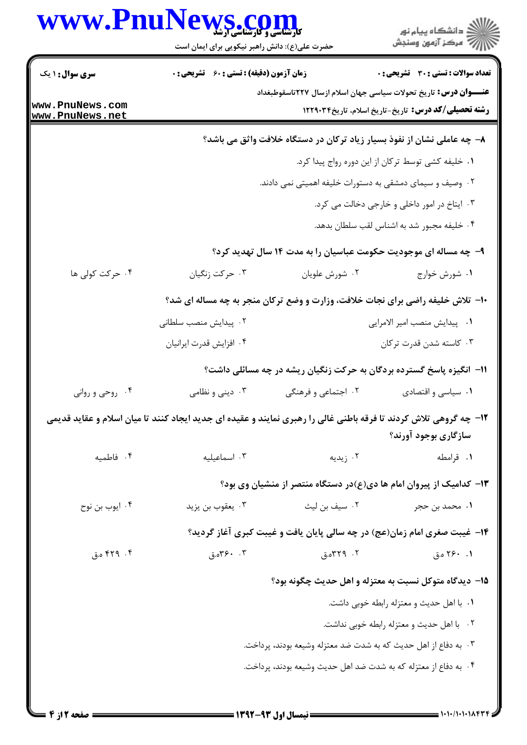**سری سوال:** ۱ یک | **زمان آزمون (دقیقه) : تستی :** ۶۰ **تشریحی :** ۰ | **تعداد سوالات : تستی :** ۳۰ **تشریحی :** ۰

**عنـــوان درس:** تاریخ تحولات سیاسی جهان اسلام ازسال ۲۲۷تاسقوطبغداد

**رشته تحصیلی/کد درس:** تاریخ-تاریخ اسلام، تاریخ۱۲۲۹۰۳۴

۸- چه عاملی نشان از نفوذ بسیار زیاد ترکان در دستگاه خلافت واثق می باشد؟

۱. خلیفه کشی توسط ترکان از این دوره رواج پیدا کرد.

۲. وصیف و سیمای دمشقی به دستورات خلیفه اهمیتی نمی دادند.

۳. ایتاخ در امور داخلی و خارجی دخالت می کرد.

۴. خلیفه مجبور شد به اشناس لقب سلطان بدهد.

۹- چه مساله ای موجودیت حکومت عباسیان را به مدت ۱۴ سال تهدید کرد؟

۱. شورش خوارج
۲. شورش علویان
۳. حرکت زنگیان
۴. حرکت کولی ها

۱۰- تلاش خلیفه راضی برای نجات خلافت، وزارت و وضع ترکان منجر به چه مساله ای شد؟

۱. پیدایش منصب امیر الامرایی
۲. پیدایش منصب سلطانی
۳. کاسته شدن قدرت ترکان
۴. افزایش قدرت ایرانیان

۱۱- انگیزه پاسخ گسترده بردگان به حرکت زنگیان ریشه در چه مسائلی داشت؟

۱. سیاسی و اقتصادی
۲. اجتماعی و فرهنگی
۳. دینی و نظامی
۴. روحی و روانی

۱۲- چه گروهی تلاش کردند تا فرقه باطنی غالی را رهبری نمایند و عقیده ای جدید ایجاد کنند تا میان اسلام و عقاید قدیمی سازگاری بوجود آورند؟

۱. قرامطه
۲. زیدیه
۳. اسماعیلیه
۴. فاطمیه

۱۳- کدامیک از پیروان امام ها دی(ع)در دستگاه منتصر از منشیان وی بود؟

۱. محمد بن حجر
۲. سیف بن لیث
۳. یعقوب بن یزید
۴. ایوب بن نوح

۱۴- غیبت صغری امام زمان(عج) در چه سالی پایان یافت و غیبت کبری آغاز گردید؟

۱. ۲۶۰ ه.ق
۲. ۳۲۹ه.ق
۳. ۳۶۰ه.ق
۴. ۴۲۹ ه.ق

۱۵- دیدگاه متوکل نسبت به معتزله و اهل حدیث چگونه بود؟

۱. با اهل حدیث و معتزله رابطه خوبی داشت.

۲. با اهل حدیث و معتزله رابطه خوبی نداشت.

۳. به دفاع از اهل حدیث که به شدت ضد معتزله وشیعه بودند، پرداخت.

۴. به دفاع از معتزله که به شدت ضد اهل حدیث وشیعه بودند، پرداخت.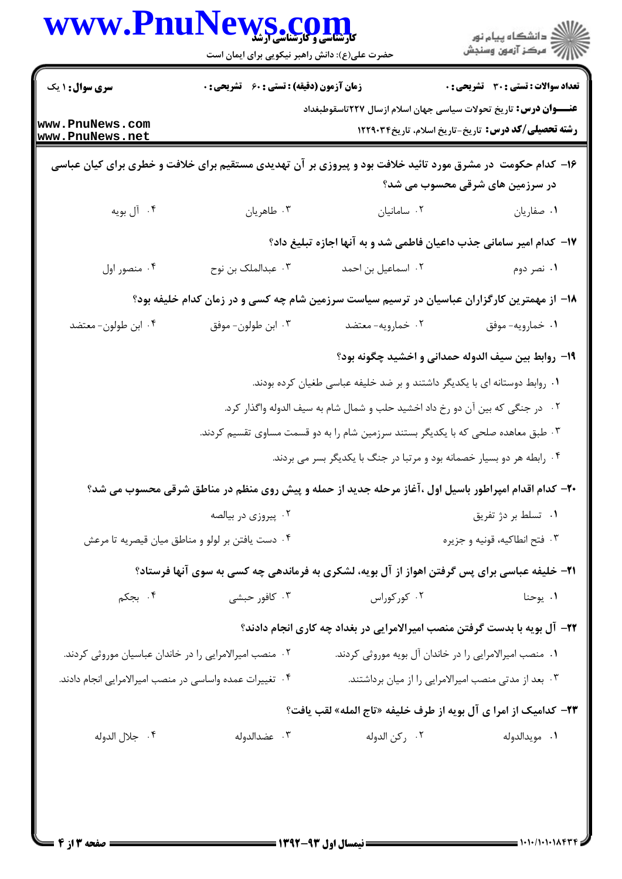**سری سؤال:** ۱ یک | **زمان آزمون (دقیقه) : تستی :** ۶۰ **تشریحی :** ۰ | **تعداد سوالات : تستی :** ۳۰ **تشریحی :** ۰

**عنـــوان درس:** تاریخ تحولات سیاسی جهان اسلام ازسال ۲۲۷تاسقوطبغداد

**رشته تحصیلی/کد درس:** تاریخ-تاریخ اسلام، تاریخ۱۲۲۹۰۳۴

۱۶- کدام حکومت در مشرق مورد تائید خلافت بود و پیروزی بر آن تهدیدی مستقیم برای خلافت و خطری برای کیان عباسی در سرزمین های شرقی محسوب می شد؟

۱. صفاریان
۲. سامانیان
۳. طاهریان
۴. آل بویه

۱۷- کدام امیر سامانی جذب داعیان فاطمی شد و به آنها اجازه تبلیغ داد؟

۱. نصر دوم
۲. اسماعیل بن احمد
۳. عبدالملک بن نوح
۴. منصور اول

۱۸- از مهمترین کارگزاران عباسیان در ترسیم سیاست سرزمین شام چه کسی و در زمان کدام خلیفه بود؟

۱. خمارویه- موفق
۲. خمارویه- معتضد
۳. ابن طولون- موفق
۴. ابن طولون- معتضد

۱۹- روابط بین سیف الدوله حمدانی و اخشید چگونه بود؟

۱. روابط دوستانه ای با یکدیگر داشتند و بر ضد خلیفه عباسی طغیان کرده بودند.
۲. در جنگی که بین آن دو رخ داد اخشید حلب و شمال شام به سیف الدوله واگذار کرد.
۳. طبق معاهده صلحی که با یکدیگر بستند سرزمین شام را به دو قسمت مساوی تقسیم کردند.
۴. رابطه هر دو بسیار خصمانه بود و مرتبا در جنگ با یکدیگر بسر می بردند.

۲۰- کدام اقدام امپراطور باسیل اول ،آغاز مرحله جدید از حمله و پیش روی منظم در مناطق شرقی محسوب می شد؟

۱. تسلط بر دژ تفریق
۲. پیروزی در بیالصه
۳. فتح انطاکیه، قونیه و جزیره
۴. دست یافتن بر لولو و مناطق میان قیصریه تا مرعش

۲۱- خلیفه عباسی برای پس گرفتن اهواز از آل بویه، لشکری به فرماندهی چه کسی به سوی آنها فرستاد؟

۱. یوحنا
۲. کورکوراس
۳. کافور حبشی
۴. بجکم

۲۲- آل بویه با بدست گرفتن منصب امیرالامرایی در بغداد چه کاری انجام دادند؟

۱. منصب امیرالامرایی را در خاندان آل بویه موروثی کردند.
۲. منصب امیرالامرایی را در خاندان عباسیان موروثی کردند.
۳. بعد از مدتی منصب امیرالامرایی را از میان برداشتند.
۴. تغییرات عمده واساسی در منصب امیرالامرایی انجام دادند.

۲۳- کدامیک از امرا ی آل بویه از طرف خلیفه «تاج المله» لقب یافت؟

۱. مویدالدوله
۲. رکن الدوله
۳. عضدالدوله
۴. جلال الدوله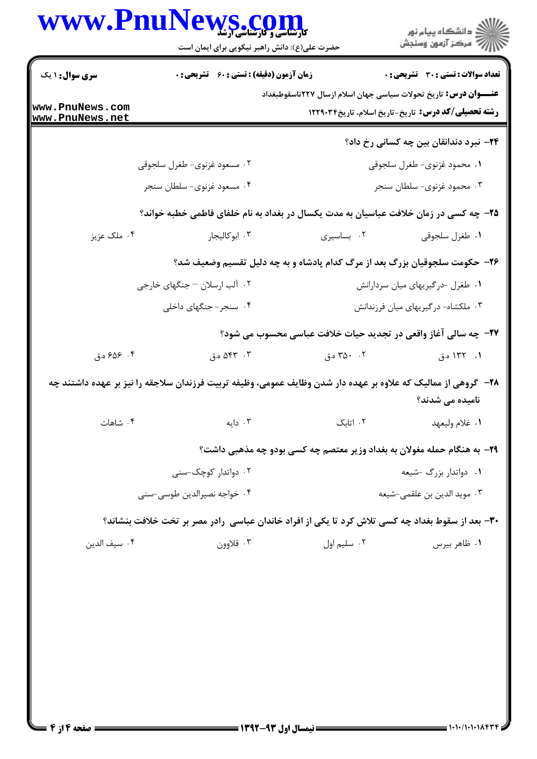۲۴- نبرد دندانقان بین چه کسانی رخ داد؟

۱. محمود غزنوی- طغرل سلجوقی
۲. مسعود غزنوی- طغرل سلجوقی
۳. محمود غزنوی- سلطان سنجر
۴. مسعود غزنوی- سلطان سنجر

۲۵- چه کسی در زمان خلافت عباسیان به مدت یکسال در بغداد به نام خلفای فاطمی خطبه خواند؟

۱. طغرل سلجوقی
۲. بساسیری
۳. ابوکالیجار
۴. ملک عزیز

۲۶- حکومت سلجوقیان بزرگ بعد از مرگ کدام پادشاه و به چه دلیل تقسیم وضعیف شد؟

۱. طغرل -درگیریهای میان سردارانش
۲. آلب ارسلان – جنگهای خارجی
۳. ملکشاه- درگیریهای میان فرزندانش
۴. سنجر- جنگهای داخلی

۲۷- چه سالی آغاز واقعی در تجدید حیات خلافت عباسی محسوب می شود؟

۱. ۱۳۲ ه.ق
۲. ۳۵۰ ه.ق
۳. ۵۴۳ ه.ق
۴. ۶۵۶ ه.ق

۲۸- گروهی از ممالیک که علاوه بر عهده دار شدن وظایف عمومی، وظیفه تربیت فرزندان سلاجقه را نیز بر عهده داشتند چه نامیده می شدند؟

۱. غلام ولیعهد
۲. اتابک
۳. دایه
۴. شاهات

۲۹- به هنگام حمله مغولان به بغداد وزیر معتصم چه کسی بودو چه مذهبی داشت؟

۱. دواتدار بزرگ -شیعه
۲. دواتدار کوچک-سنی
۳. موید الدین بن علقمی-شیعه
۴. خواجه نصیرالدین طوسی-سنی

۳۰- بعد از سقوط بغداد چه کسی تلاش کرد تا یکی از افراد خاندان عباسی رادر مصر بر تخت خلافت بنشاند؟

۱. ظاهر بیبرس
۲. سلیم اول
۳. قلاوون
۴. سیف الدین